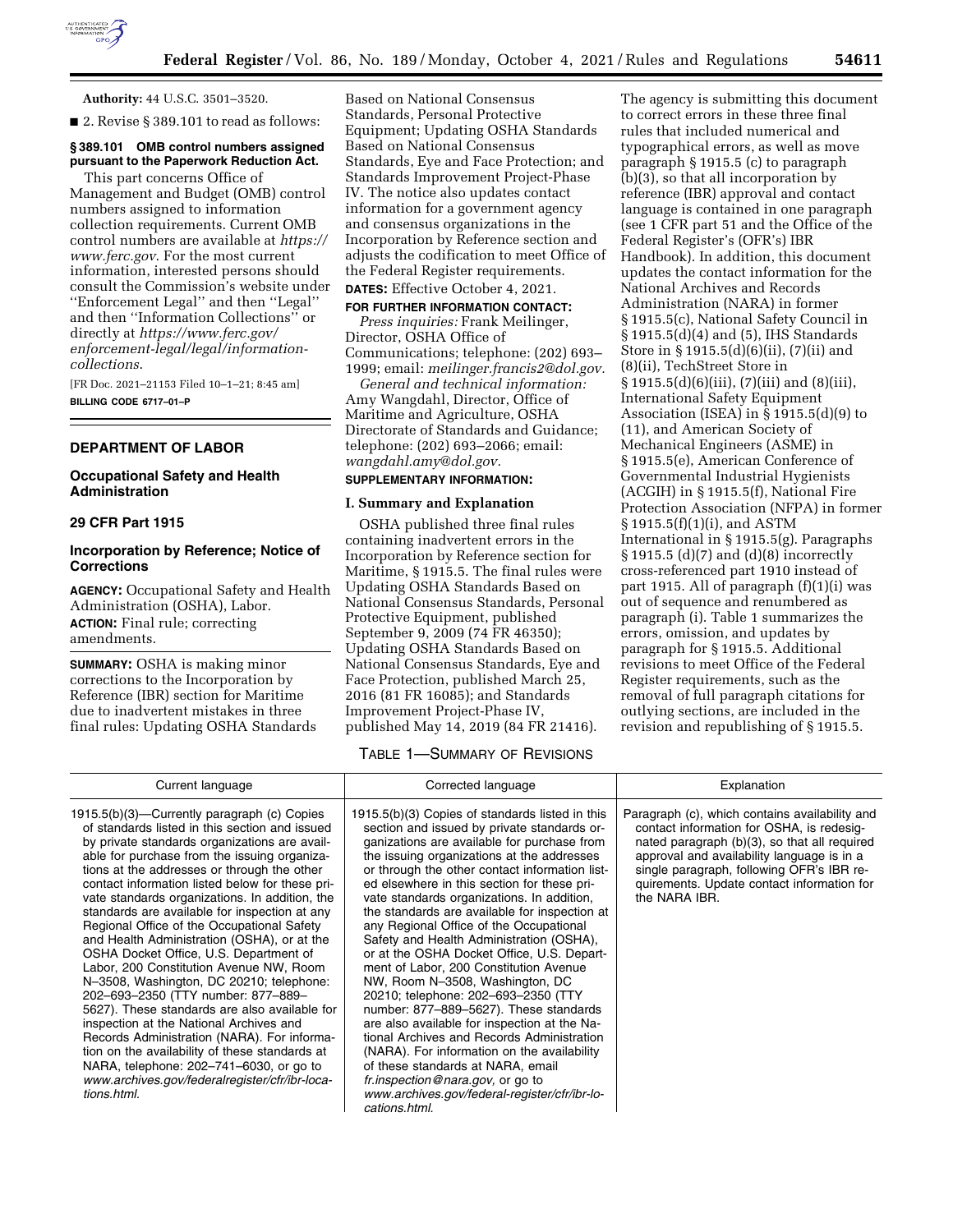**Authority:** 44 U.S.C. 3501–3520.

■ 2. Revise § 389.101 to read as follows:

**§ 389.101 OMB control numbers assigned pursuant to the Paperwork Reduction Act.**

This part concerns Office of Management and Budget (OMB) control numbers assigned to information collection requirements. Current OMB control numbers are available at *https://www.ferc.gov*. For the most current information, interested persons should consult the Commission's website under ''Enforcement Legal'' and then ''Legal'' and then ''Information Collections'' or directly at *https://www.ferc.gov/enforcement-legal/legal/information-collections*.

[FR Doc. 2021–21153 Filed 10–1–21; 8:45 am]

**BILLING CODE 6717–01–P**

## DEPARTMENT OF LABOR

### Occupational Safety and Health Administration

### 29 CFR Part 1915

### Incorporation by Reference; Notice of Corrections

**AGENCY:** Occupational Safety and Health Administration (OSHA), Labor.

**ACTION:** Final rule; correcting amendments.

**SUMMARY:** OSHA is making minor corrections to the Incorporation by Reference (IBR) section for Maritime due to inadvertent mistakes in three final rules: Updating OSHA Standards Based on National Consensus Standards, Personal Protective Equipment; Updating OSHA Standards Based on National Consensus Standards, Eye and Face Protection; and Standards Improvement Project-Phase IV. The notice also updates contact information for a government agency and consensus organizations in the Incorporation by Reference section and adjusts the codification to meet Office of the Federal Register requirements.

**DATES:** Effective October 4, 2021.

**FOR FURTHER INFORMATION CONTACT:**

*Press inquiries:* Frank Meilinger, Director, OSHA Office of Communications; telephone: (202) 693–1999; email: *meilinger.francis2@dol.gov.*

*General and technical information:* Amy Wangdahl, Director, Office of Maritime and Agriculture, OSHA Directorate of Standards and Guidance; telephone: (202) 693–2066; email: *wangdahl.amy@dol.gov.*

**SUPPLEMENTARY INFORMATION:**

### I. Summary and Explanation

OSHA published three final rules containing inadvertent errors in the Incorporation by Reference section for Maritime, § 1915.5. The final rules were Updating OSHA Standards Based on National Consensus Standards, Personal Protective Equipment, published September 9, 2009 (74 FR 46350); Updating OSHA Standards Based on National Consensus Standards, Eye and Face Protection, published March 25, 2016 (81 FR 16085); and Standards Improvement Project-Phase IV, published May 14, 2019 (84 FR 21416). The agency is submitting this document to correct errors in these three final rules that included numerical and typographical errors, as well as move paragraph § 1915.5 (c) to paragraph (b)(3), so that all incorporation by reference (IBR) approval and contact language is contained in one paragraph (see 1 CFR part 51 and the Office of the Federal Register's (OFR's) IBR Handbook). In addition, this document updates the contact information for the National Archives and Records Administration (NARA) in former § 1915.5(c), National Safety Council in § 1915.5(d)(4) and (5), IHS Standards Store in § 1915.5(d)(6)(ii), (7)(ii) and (8)(ii), TechStreet Store in § 1915.5(d)(6)(iii), (7)(iii) and (8)(iii), International Safety Equipment Association (ISEA) in § 1915.5(d)(9) to (11), and American Society of Mechanical Engineers (ASME) in § 1915.5(e), American Conference of Governmental Industrial Hygienists (ACGIH) in § 1915.5(f), National Fire Protection Association (NFPA) in former § 1915.5(f)(1)(i), and ASTM International in § 1915.5(g). Paragraphs § 1915.5 (d)(7) and (d)(8) incorrectly cross-referenced part 1910 instead of part 1915. All of paragraph (f)(1)(i) was out of sequence and renumbered as paragraph (i). Table 1 summarizes the errors, omission, and updates by paragraph for § 1915.5. Additional revisions to meet Office of the Federal Register requirements, such as the removal of full paragraph citations for outlying sections, are included in the revision and republishing of § 1915.5.

TABLE 1—SUMMARY OF REVISIONS

| Current language | Corrected language | Explanation |
| --- | --- | --- |
| 1915.5(b)(3)—Currently paragraph (c) Copies of standards listed in this section and issued by private standards organizations are available for purchase from the issuing organizations at the addresses or through the other contact information listed below for these private standards organizations. In addition, the standards are available for inspection at any Regional Office of the Occupational Safety and Health Administration (OSHA), or at the OSHA Docket Office, U.S. Department of Labor, 200 Constitution Avenue NW, Room N–3508, Washington, DC 20210; telephone: 202–693–2350 (TTY number: 877–889–5627). These standards are also available for inspection at the National Archives and Records Administration (NARA). For information on the availability of these standards at NARA, telephone: 202–741–6030, or go to *www.archives.gov/federalregister/cfr/ibr-locations.html.* | 1915.5(b)(3) Copies of standards listed in this section and issued by private standards organizations are available for purchase from the issuing organizations at the addresses or through the other contact information listed elsewhere in this section for these private standards organizations. In addition, the standards are available for inspection at any Regional Office of the Occupational Safety and Health Administration (OSHA), or at the OSHA Docket Office, U.S. Department of Labor, 200 Constitution Avenue NW, Room N–3508, Washington, DC 20210; telephone: 202–693–2350 (TTY number: 877–889–5627). These standards are also available for inspection at the National Archives and Records Administration (NARA). For information on the availability of these standards at NARA, email *fr.inspection@nara.gov,* or go to *www.archives.gov/federal-register/cfr/ibr-locations.html.* | Paragraph (c), which contains availability and contact information for OSHA, is redesignated paragraph (b)(3), so that all required approval and availability language is in a single paragraph, following OFR's IBR requirements. Update contact information for the NARA IBR. |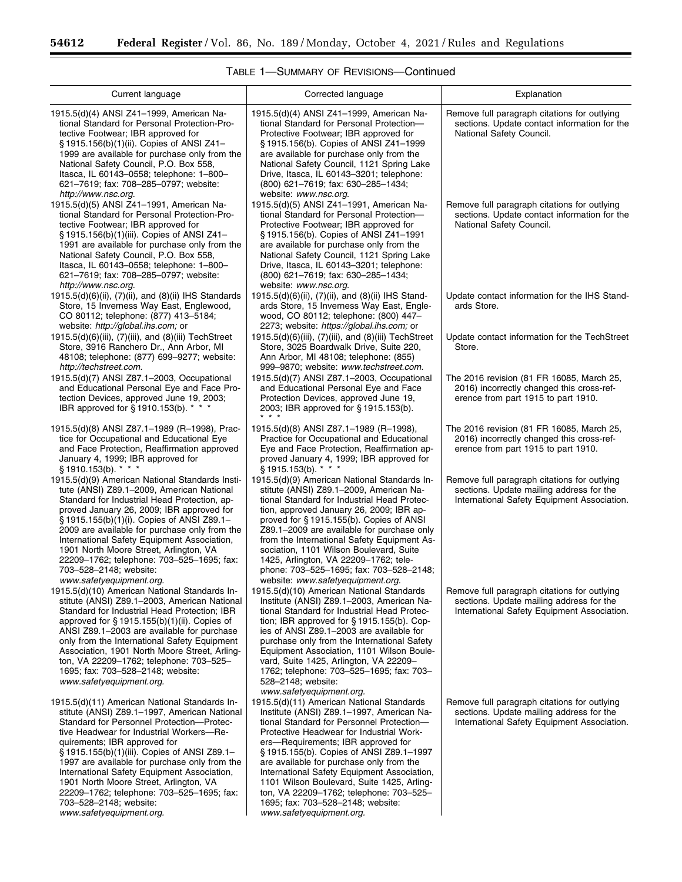TABLE 1—SUMMARY OF REVISIONS—Continued

| Current language | Corrected language | Explanation |
| --- | --- | --- |
| 1915.5(d)(4) ANSI Z41–1999, American National Standard for Personal Protection-Protective Footwear; IBR approved for § 1915.156(b)(1)(ii). Copies of ANSI Z41–1999 are available for purchase only from the National Safety Council, P.O. Box 558, Itasca, IL 60143–0558; telephone: 1–800–621–7619; fax: 708–285–0797; website: *http://www.nsc.org*. | 1915.5(d)(4) ANSI Z41–1999, American National Standard for Personal Protection—Protective Footwear; IBR approved for § 1915.156(b). Copies of ANSI Z41–1999 are available for purchase only from the National Safety Council, 1121 Spring Lake Drive, Itasca, IL 60143–3201; telephone: (800) 621–7619; fax: 630–285–1434; website: *www.nsc.org*. | Remove full paragraph citations for outlying sections. Update contact information for the National Safety Council. |
| 1915.5(d)(5) ANSI Z41–1991, American National Standard for Personal Protection-Protective Footwear; IBR approved for § 1915.156(b)(1)(iii). Copies of ANSI Z41–1991 are available for purchase only from the National Safety Council, P.O. Box 558, Itasca, IL 60143–0558; telephone: 1–800–621–7619; fax: 708–285–0797; website: *http://www.nsc.org*. | 1915.5(d)(5) ANSI Z41–1991, American National Standard for Personal Protection—Protective Footwear; IBR approved for § 1915.156(b). Copies of ANSI Z41–1991 are available for purchase only from the National Safety Council, 1121 Spring Lake Drive, Itasca, IL 60143–3201; telephone: (800) 621–7619; fax: 630–285–1434; website: *www.nsc.org*. | Remove full paragraph citations for outlying sections. Update contact information for the National Safety Council. |
| 1915.5(d)(6)(ii), (7)(ii), and (8)(ii) IHS Standards Store, 15 Inverness Way East, Englewood, CO 80112; telephone: (877) 413–5184; website: *http://global.ihs.com;* or | 1915.5(d)(6)(ii), (7)(ii), and (8)(ii) IHS Standards Store, 15 Inverness Way East, Englewood, CO 80112; telephone: (800) 447–2273; website: *https://global.ihs.com;* or | Update contact information for the IHS Standards Store. |
| 1915.5(d)(6)(iii), (7)(iii), and (8)(iii) TechStreet Store, 3916 Ranchero Dr., Ann Arbor, MI 48108; telephone: (877) 699–9277; website: *http://techstreet.com*. | 1915.5(d)(6)(iii), (7)(iii), and (8)(iii) TechStreet Store, 3025 Boardwalk Drive, Suite 220, Ann Arbor, MI 48108; telephone: (855) 999–9870; website: *www.techstreet.com*. | Update contact information for the TechStreet Store. |
| 1915.5(d)(7) ANSI Z87.1–2003, Occupational and Educational Personal Eye and Face Protection Devices, approved June 19, 2003; IBR approved for § 1910.153(b). * * * | 1915.5(d)(7) ANSI Z87.1–2003, Occupational and Educational Personal Eye and Face Protection Devices, approved June 19, 2003; IBR approved for § 1915.153(b). * * * | The 2016 revision (81 FR 16085, March 25, 2016) incorrectly changed this cross-reference from part 1915 to part 1910. |
| 1915.5(d)(8) ANSI Z87.1–1989 (R–1998), Practice for Occupational and Educational Eye and Face Protection, Reaffirmation approved January 4, 1999; IBR approved for § 1910.153(b). * * * | 1915.5(d)(8) ANSI Z87.1–1989 (R–1998), Practice for Occupational and Educational Eye and Face Protection, Reaffirmation approved January 4, 1999; IBR approved for § 1915.153(b). * * * | The 2016 revision (81 FR 16085, March 25, 2016) incorrectly changed this cross-reference from part 1915 to part 1910. |
| 1915.5(d)(9) American National Standards Institute (ANSI) Z89.1–2009, American National Standard for Industrial Head Protection, approved January 26, 2009; IBR approved for § 1915.155(b)(1)(i). Copies of ANSI Z89.1–2009 are available for purchase only from the International Safety Equipment Association, 1901 North Moore Street, Arlington, VA 22209–1762; telephone: 703–525–1695; fax: 703–528–2148; website: *www.safetyequipment.org*. | 1915.5(d)(9) American National Standards Institute (ANSI) Z89.1–2009, American National Standard for Industrial Head Protection, approved January 26, 2009; IBR approved for § 1915.155(b). Copies of ANSI Z89.1–2009 are available for purchase only from the International Safety Equipment Association, 1101 Wilson Boulevard, Suite 1425, Arlington, VA 22209–1762; telephone: 703–525–1695; fax: 703–528–2148; website: *www.safetyequipment.org*. | Remove full paragraph citations for outlying sections. Update mailing address for the International Safety Equipment Association. |
| 1915.5(d)(10) American National Standards Institute (ANSI) Z89.1–2003, American National Standard for Industrial Head Protection; IBR approved for § 1915.155(b)(1)(ii). Copies of ANSI Z89.1–2003 are available for purchase only from the International Safety Equipment Association, 1901 North Moore Street, Arlington, VA 22209–1762; telephone: 703–525–1695; fax: 703–528–2148; website: *www.safetyequipment.org*. | 1915.5(d)(10) American National Standards Institute (ANSI) Z89.1–2003, American National Standard for Industrial Head Protection; IBR approved for § 1915.155(b). Copies of ANSI Z89.1–2003 are available for purchase only from the International Safety Equipment Association, 1101 Wilson Boulevard, Suite 1425, Arlington, VA 22209–1762; telephone: 703–525–1695; fax: 703–528–2148; website: *www.safetyequipment.org*. | Remove full paragraph citations for outlying sections. Update mailing address for the International Safety Equipment Association. |
| 1915.5(d)(11) American National Standards Institute (ANSI) Z89.1–1997, American National Standard for Personnel Protection—Protective Headwear for Industrial Workers—Requirements; IBR approved for § 1915.155(b)(1)(iii). Copies of ANSI Z89.1–1997 are available for purchase only from the International Safety Equipment Association, 1901 North Moore Street, Arlington, VA 22209–1762; telephone: 703–525–1695; fax: 703–528–2148; website: *www.safetyequipment.org*. | 1915.5(d)(11) American National Standards Institute (ANSI) Z89.1–1997, American National Standard for Personnel Protection—Protective Headwear for Industrial Workers—Requirements; IBR approved for § 1915.155(b). Copies of ANSI Z89.1–1997 are available for purchase only from the International Safety Equipment Association, 1101 Wilson Boulevard, Suite 1425, Arlington, VA 22209–1762; telephone: 703–525–1695; fax: 703–528–2148; website: *www.safetyequipment.org*. | Remove full paragraph citations for outlying sections. Update mailing address for the International Safety Equipment Association. |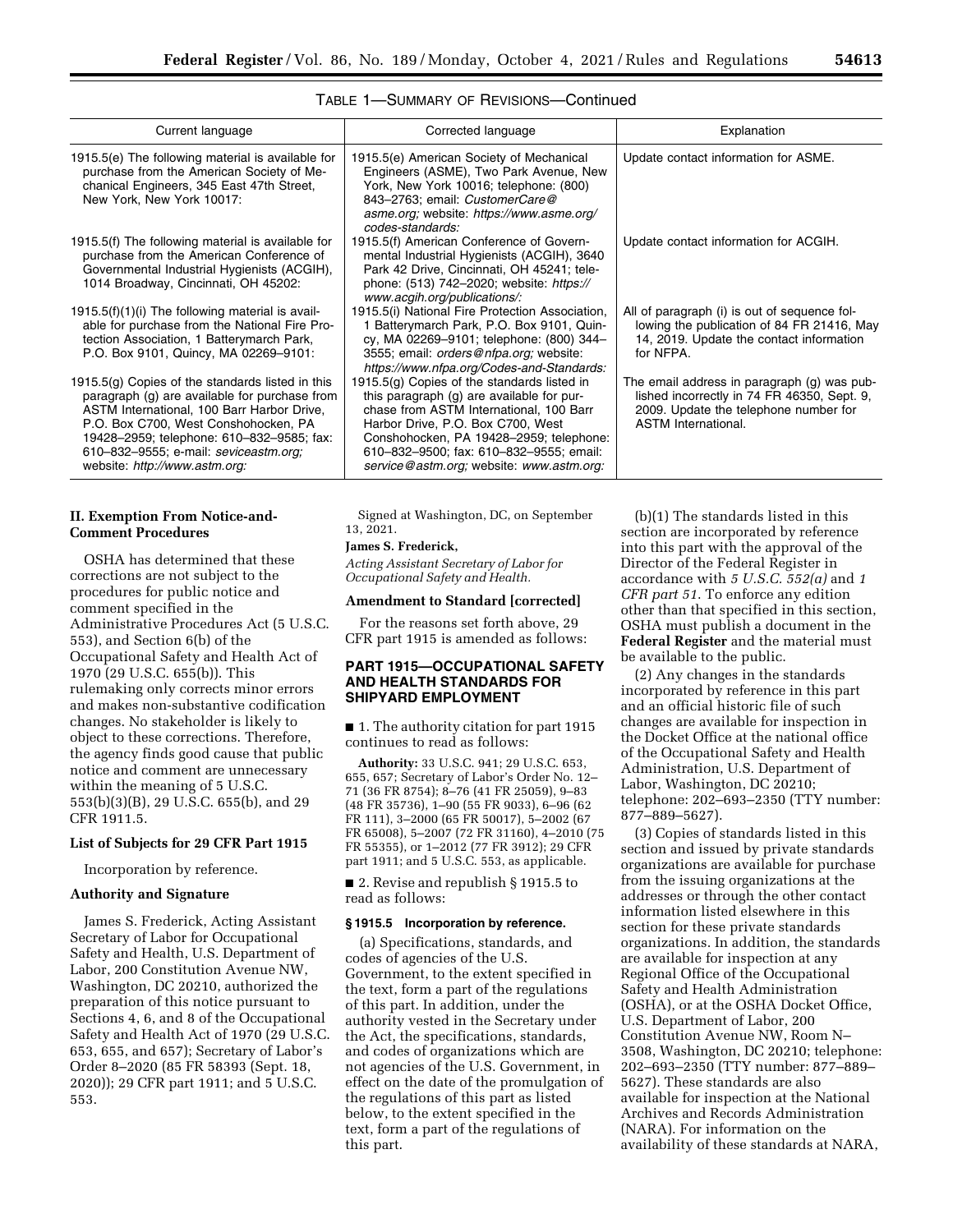TABLE 1—SUMMARY OF REVISIONS—Continued

| Current language | Corrected language | Explanation |
| --- | --- | --- |
| 1915.5(e) The following material is available for purchase from the American Society of Mechanical Engineers, 345 East 47th Street, New York, New York 10017: | 1915.5(e) American Society of Mechanical Engineers (ASME), Two Park Avenue, New York, New York 10016; telephone: (800) 843–2763; email: *CustomerCare@asme.org;* website: *https://www.asme.org/codes-standards:* | Update contact information for ASME. |
| 1915.5(f) The following material is available for purchase from the American Conference of Governmental Industrial Hygienists (ACGIH), 1014 Broadway, Cincinnati, OH 45202: | 1915.5(f) American Conference of Governmental Industrial Hygienists (ACGIH), 3640 Park 42 Drive, Cincinnati, OH 45241; telephone: (513) 742–2020; website: *https://www.acgih.org/publications/:* | Update contact information for ACGIH. |
| 1915.5(f)(1)(i) The following material is available for purchase from the National Fire Protection Association, 1 Batterymarch Park, P.O. Box 9101, Quincy, MA 02269–9101: | 1915.5(i) National Fire Protection Association, 1 Batterymarch Park, P.O. Box 9101, Quincy, MA 02269–9101; telephone: (800) 344–3555; email: *orders@nfpa.org;* website: *https://www.nfpa.org/Codes-and-Standards:* | All of paragraph (i) is out of sequence following the publication of 84 FR 21416, May 14, 2019. Update the contact information for NFPA. |
| 1915.5(g) Copies of the standards listed in this paragraph (g) are available for purchase from ASTM International, 100 Barr Harbor Drive, P.O. Box C700, West Conshohocken, PA 19428–2959; telephone: 610–832–9585; fax: 610–832–9555; e-mail: *seviceastm.org;* website: *http://www.astm.org:* | 1915.5(g) Copies of the standards listed in this paragraph (g) are available for purchase from ASTM International, 100 Barr Harbor Drive, P.O. Box C700, West Conshohocken, PA 19428–2959; telephone: 610–832–9500; fax: 610–832–9555; email: *service@astm.org;* website: *www.astm.org:* | The email address in paragraph (g) was published incorrectly in 74 FR 46350, Sept. 9, 2009. Update the telephone number for ASTM International. |

## II. Exemption From Notice-and-Comment Procedures

OSHA has determined that these corrections are not subject to the procedures for public notice and comment specified in the Administrative Procedures Act (5 U.S.C. 553), and Section 6(b) of the Occupational Safety and Health Act of 1970 (29 U.S.C. 655(b)). This rulemaking only corrects minor errors and makes non-substantive codification changes. No stakeholder is likely to object to these corrections. Therefore, the agency finds good cause that public notice and comment are unnecessary within the meaning of 5 U.S.C. 553(b)(3)(B), 29 U.S.C. 655(b), and 29 CFR 1911.5.

### List of Subjects for 29 CFR Part 1915

Incorporation by reference.

### Authority and Signature

James S. Frederick, Acting Assistant Secretary of Labor for Occupational Safety and Health, U.S. Department of Labor, 200 Constitution Avenue NW, Washington, DC 20210, authorized the preparation of this notice pursuant to Sections 4, 6, and 8 of the Occupational Safety and Health Act of 1970 (29 U.S.C. 653, 655, and 657); Secretary of Labor's Order 8–2020 (85 FR 58393 (Sept. 18, 2020)); 29 CFR part 1911; and 5 U.S.C. 553.

Signed at Washington, DC, on September 13, 2021.

**James S. Frederick,**

*Acting Assistant Secretary of Labor for Occupational Safety and Health.*

### Amendment to Standard [corrected]

For the reasons set forth above, 29 CFR part 1915 is amended as follows:

## PART 1915—OCCUPATIONAL SAFETY AND HEALTH STANDARDS FOR SHIPYARD EMPLOYMENT

■ 1. The authority citation for part 1915 continues to read as follows:

**Authority:** 33 U.S.C. 941; 29 U.S.C. 653, 655, 657; Secretary of Labor's Order No. 12–71 (36 FR 8754); 8–76 (41 FR 25059), 9–83 (48 FR 35736), 1–90 (55 FR 9033), 6–96 (62 FR 111), 3–2000 (65 FR 50017), 5–2002 (67 FR 65008), 5–2007 (72 FR 31160), 4–2010 (75 FR 55355), or 1–2012 (77 FR 3912); 29 CFR part 1911; and 5 U.S.C. 553, as applicable.

■ 2. Revise and republish § 1915.5 to read as follows:

### § 1915.5 Incorporation by reference.

(a) Specifications, standards, and codes of agencies of the U.S. Government, to the extent specified in the text, form a part of the regulations of this part. In addition, under the authority vested in the Secretary under the Act, the specifications, standards, and codes of organizations which are not agencies of the U.S. Government, in effect on the date of the promulgation of the regulations of this part as listed below, to the extent specified in the text, form a part of the regulations of this part.

(b)(1) The standards listed in this section are incorporated by reference into this part with the approval of the Director of the Federal Register in accordance with *5 U.S.C. 552(a)* and *1 CFR part 51*. To enforce any edition other than that specified in this section, OSHA must publish a document in the **Federal Register** and the material must be available to the public.

(2) Any changes in the standards incorporated by reference in this part and an official historic file of such changes are available for inspection in the Docket Office at the national office of the Occupational Safety and Health Administration, U.S. Department of Labor, Washington, DC 20210; telephone: 202–693–2350 (TTY number: 877–889–5627).

(3) Copies of standards listed in this section and issued by private standards organizations are available for purchase from the issuing organizations at the addresses or through the other contact information listed elsewhere in this section for these private standards organizations. In addition, the standards are available for inspection at any Regional Office of the Occupational Safety and Health Administration (OSHA), or at the OSHA Docket Office, U.S. Department of Labor, 200 Constitution Avenue NW, Room N–3508, Washington, DC 20210; telephone: 202–693–2350 (TTY number: 877–889–5627). These standards are also available for inspection at the National Archives and Records Administration (NARA). For information on the availability of these standards at NARA,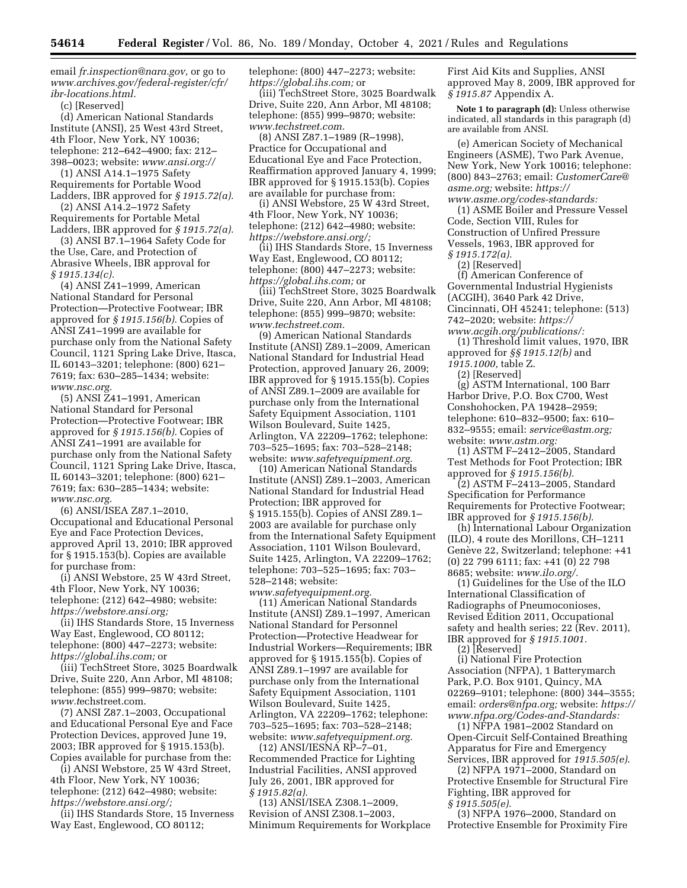email *fr.inspection@nara.gov,* or go to *www.archives.gov/federal-register/cfr/ibr-locations.html.*

(c) [Reserved]

(d) American National Standards Institute (ANSI), 25 West 43rd Street, 4th Floor, New York, NY 10036; telephone: 212–642–4900; fax: 212–398–0023; website: *www.ansi.org://*

(1) ANSI A14.1–1975 Safety Requirements for Portable Wood Ladders, IBR approved for *§ 1915.72(a).*

(2) ANSI A14.2–1972 Safety Requirements for Portable Metal Ladders, IBR approved for *§ 1915.72(a).*

(3) ANSI B7.1–1964 Safety Code for the Use, Care, and Protection of Abrasive Wheels, IBR approval for *§ 1915.134(c).*

(4) ANSI Z41–1999, American National Standard for Personal Protection—Protective Footwear; IBR approved for *§ 1915.156(b).* Copies of ANSI Z41–1999 are available for purchase only from the National Safety Council, 1121 Spring Lake Drive, Itasca, IL 60143–3201; telephone: (800) 621–7619; fax: 630–285–1434; website: *www.nsc.org.*

(5) ANSI Z41–1991, American National Standard for Personal Protection—Protective Footwear; IBR approved for *§ 1915.156(b).* Copies of ANSI Z41–1991 are available for purchase only from the National Safety Council, 1121 Spring Lake Drive, Itasca, IL 60143–3201; telephone: (800) 621–7619; fax: 630–285–1434; website: *www.nsc.org.*

(6) ANSI/ISEA Z87.1–2010, Occupational and Educational Personal Eye and Face Protection Devices, approved April 13, 2010; IBR approved for § 1915.153(b). Copies are available for purchase from:

(i) ANSI Webstore, 25 W 43rd Street, 4th Floor, New York, NY 10036; telephone: (212) 642–4980; website: *https://webstore.ansi.org;*

(ii) IHS Standards Store, 15 Inverness Way East, Englewood, CO 80112; telephone: (800) 447–2273; website: *https://global.ihs.com;* or

(iii) TechStreet Store, 3025 Boardwalk Drive, Suite 220, Ann Arbor, MI 48108; telephone: (855) 999–9870; website: *www.t*echstreet.com.

(7) ANSI Z87.1–2003, Occupational and Educational Personal Eye and Face Protection Devices, approved June 19, 2003; IBR approved for § 1915.153(b). Copies available for purchase from the:

(i) ANSI Webstore, 25 W 43rd Street, 4th Floor, New York, NY 10036; telephone: (212) 642–4980; website: *https://webstore.ansi.org/;*

(ii) IHS Standards Store, 15 Inverness Way East, Englewood, CO 80112; telephone: (800) 447–2273; website: *https://global.ihs.com;* or

(iii) TechStreet Store, 3025 Boardwalk Drive, Suite 220, Ann Arbor, MI 48108; telephone: (855) 999–9870; website: *www.techstreet.com.*

(8) ANSI Z87.1–1989 (R–1998), Practice for Occupational and Educational Eye and Face Protection, Reaffirmation approved January 4, 1999; IBR approved for § 1915.153(b). Copies are available for purchase from:

(i) ANSI Webstore, 25 W 43rd Street, 4th Floor, New York, NY 10036; telephone: (212) 642–4980; website: *https://webstore.ansi.org/;*

(ii) IHS Standards Store, 15 Inverness Way East, Englewood, CO 80112; telephone: (800) 447–2273; website: *https://global.ihs.com;* or

(iii) TechStreet Store, 3025 Boardwalk Drive, Suite 220, Ann Arbor, MI 48108; telephone: (855) 999–9870; website: *www.techstreet.com.*

(9) American National Standards Institute (ANSI) Z89.1–2009, American National Standard for Industrial Head Protection, approved January 26, 2009; IBR approved for § 1915.155(b). Copies of ANSI Z89.1–2009 are available for purchase only from the International Safety Equipment Association, 1101 Wilson Boulevard, Suite 1425, Arlington, VA 22209–1762; telephone: 703–525–1695; fax: 703–528–2148; website: *www.safetyequipment.org.*

(10) American National Standards Institute (ANSI) Z89.1–2003, American National Standard for Industrial Head Protection; IBR approved for § 1915.155(b). Copies of ANSI Z89.1–2003 are available for purchase only from the International Safety Equipment Association, 1101 Wilson Boulevard, Suite 1425, Arlington, VA 22209–1762; telephone: 703–525–1695; fax: 703–528–2148; website: *www.safetyequipment.org.*

(11) American National Standards Institute (ANSI) Z89.1–1997, American National Standard for Personnel Protection—Protective Headwear for Industrial Workers—Requirements; IBR approved for § 1915.155(b). Copies of ANSI Z89.1–1997 are available for purchase only from the International Safety Equipment Association, 1101 Wilson Boulevard, Suite 1425, Arlington, VA 22209–1762; telephone: 703–525–1695; fax: 703–528–2148; website: *www.safetyequipment.org.*

(12) ANSI/IESNA RP–7–01, Recommended Practice for Lighting Industrial Facilities, ANSI approved July 26, 2001, IBR approved for *§ 1915.82(a).*

(13) ANSI/ISEA Z308.1–2009, Revision of ANSI Z308.1–2003, Minimum Requirements for Workplace First Aid Kits and Supplies, ANSI approved May 8, 2009, IBR approved for *§ 1915.87* Appendix A.

**Note 1 to paragraph (d):** Unless otherwise indicated, all standards in this paragraph (d) are available from ANSI.

(e) American Society of Mechanical Engineers (ASME), Two Park Avenue, New York, New York 10016; telephone: (800) 843–2763; email: *CustomerCare@asme.org;* website: *https://www.asme.org/codes-standards:*

(1) ASME Boiler and Pressure Vessel Code, Section VIII, Rules for Construction of Unfired Pressure Vessels, 1963, IBR approved for *§ 1915.172(a).*

(2) [Reserved]

(f) American Conference of Governmental Industrial Hygienists (ACGIH), 3640 Park 42 Drive, Cincinnati, OH 45241; telephone: (513) 742–2020; website: *https://www.acgih.org/publications/:*

(1) Threshold limit values, 1970, IBR approved for *§§ 1915.12(b)* and *1915.1000,* table Z.

(2) [Reserved]

(g) ASTM International, 100 Barr Harbor Drive, P.O. Box C700, West Conshohocken, PA 19428–2959; telephone: 610–832–9500; fax: 610–832–9555; email: *service@astm.org;* website: *www.astm.org:*

(1) ASTM F–2412–2005, Standard Test Methods for Foot Protection; IBR approved for *§ 1915.156(b).*

(2) ASTM F–2413–2005, Standard Specification for Performance Requirements for Protective Footwear; IBR approved for *§ 1915.156(b).*

(h) International Labour Organization (ILO), 4 route des Morillons, CH–1211 Genève 22, Switzerland; telephone: +41 (0) 22 799 6111; fax: +41 (0) 22 798 8685; website: *www.ilo.org/.*

(1) Guidelines for the Use of the ILO International Classification of Radiographs of Pneumoconioses, Revised Edition 2011, Occupational safety and health series; 22 (Rev. 2011), IBR approved for *§ 1915.1001.*

(2) [Reserved]

(i) National Fire Protection Association (NFPA), 1 Batterymarch Park, P.O. Box 9101, Quincy, MA 02269–9101; telephone: (800) 344–3555; email: *orders@nfpa.org;* website: *https://www.nfpa.org/Codes-and-Standards:*

(1) NFPA 1981–2002 Standard on Open-Circuit Self-Contained Breathing Apparatus for Fire and Emergency Services, IBR approved for *1915.505(e).*

(2) NFPA 1971–2000, Standard on Protective Ensemble for Structural Fire Fighting, IBR approved for *§ 1915.505(e).*

(3) NFPA 1976–2000, Standard on Protective Ensemble for Proximity Fire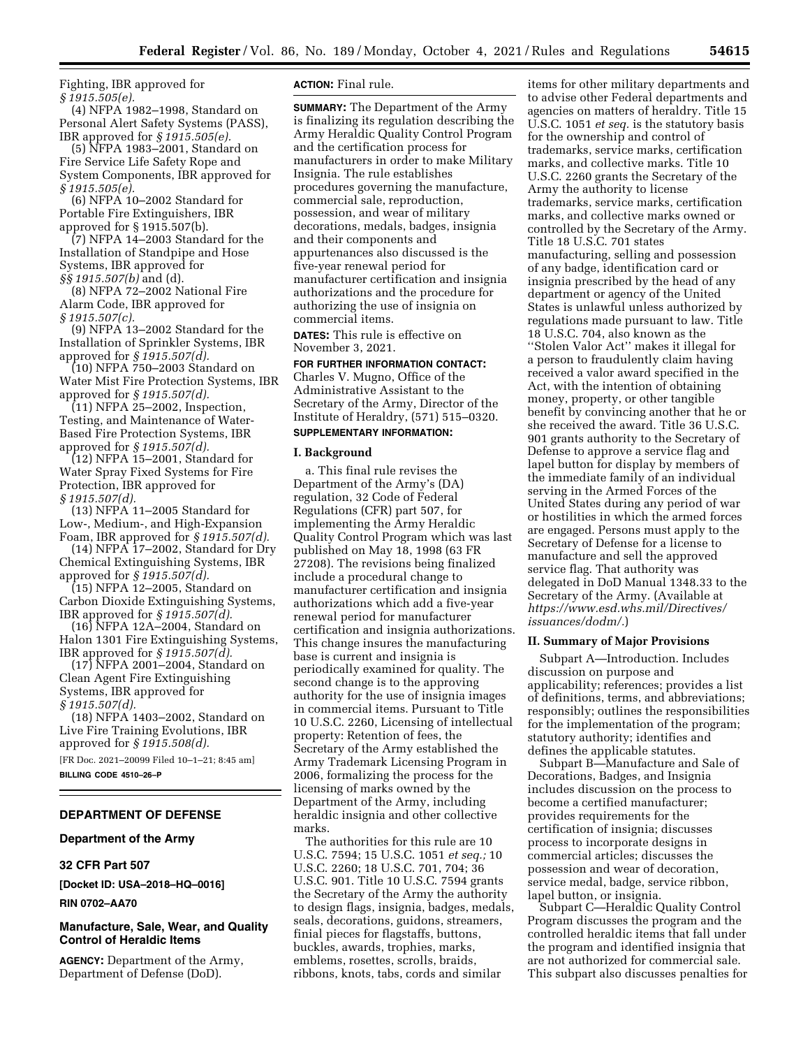Fighting, IBR approved for *§ 1915.505(e).*

(4) NFPA 1982–1998, Standard on Personal Alert Safety Systems (PASS), IBR approved for *§ 1915.505(e).*

(5) NFPA 1983–2001, Standard on Fire Service Life Safety Rope and System Components, IBR approved for *§ 1915.505(e).*

(6) NFPA 10–2002 Standard for Portable Fire Extinguishers, IBR approved for § 1915.507(b).

(7) NFPA 14–2003 Standard for the Installation of Standpipe and Hose Systems, IBR approved for *§§ 1915.507(b)* and (d).

(8) NFPA 72–2002 National Fire Alarm Code, IBR approved for *§ 1915.507(c).*

(9) NFPA 13–2002 Standard for the Installation of Sprinkler Systems, IBR approved for *§ 1915.507(d).*

(10) NFPA 750–2003 Standard on Water Mist Fire Protection Systems, IBR approved for *§ 1915.507(d).*

(11) NFPA 25–2002, Inspection, Testing, and Maintenance of Water-Based Fire Protection Systems, IBR approved for *§ 1915.507(d).*

(12) NFPA 15–2001, Standard for Water Spray Fixed Systems for Fire Protection, IBR approved for *§ 1915.507(d).*

(13) NFPA 11–2005 Standard for Low-, Medium-, and High-Expansion Foam, IBR approved for *§ 1915.507(d).*

(14) NFPA 17–2002, Standard for Dry Chemical Extinguishing Systems, IBR approved for *§ 1915.507(d).*

(15) NFPA 12–2005, Standard on Carbon Dioxide Extinguishing Systems, IBR approved for *§ 1915.507(d).*

(16) NFPA 12A–2004, Standard on Halon 1301 Fire Extinguishing Systems, IBR approved for *§ 1915.507(d).*

(17) NFPA 2001–2004, Standard on Clean Agent Fire Extinguishing Systems, IBR approved for *§ 1915.507(d).*

(18) NFPA 1403–2002, Standard on Live Fire Training Evolutions, IBR approved for *§ 1915.508(d).*

[FR Doc. 2021–20099 Filed 10–1–21; 8:45 am]

**BILLING CODE 4510–26–P**

## DEPARTMENT OF DEFENSE

### Department of the Army

### 32 CFR Part 507

**[Docket ID: USA–2018–HQ–0016]**

**RIN 0702–AA70**

### Manufacture, Sale, Wear, and Quality Control of Heraldic Items

**AGENCY:** Department of the Army, Department of Defense (DoD).

**ACTION:** Final rule.

**SUMMARY:** The Department of the Army is finalizing its regulation describing the Army Heraldic Quality Control Program and the certification process for manufacturers in order to make Military Insignia. The rule establishes procedures governing the manufacture, commercial sale, reproduction, possession, and wear of military decorations, medals, badges, insignia and their components and appurtenances also discussed is the five-year renewal period for manufacturer certification and insignia authorizations and the procedure for authorizing the use of insignia on commercial items.

**DATES:** This rule is effective on November 3, 2021.

**FOR FURTHER INFORMATION CONTACT:** Charles V. Mugno, Office of the Administrative Assistant to the Secretary of the Army, Director of the Institute of Heraldry, (571) 515–0320.

**SUPPLEMENTARY INFORMATION:**

#### I. Background

a. This final rule revises the Department of the Army's (DA) regulation, 32 Code of Federal Regulations (CFR) part 507, for implementing the Army Heraldic Quality Control Program which was last published on May 18, 1998 (63 FR 27208). The revisions being finalized include a procedural change to manufacturer certification and insignia authorizations which add a five-year renewal period for manufacturer certification and insignia authorizations. This change insures the manufacturing base is current and insignia is periodically examined for quality. The second change is to the approving authority for the use of insignia images in commercial items. Pursuant to Title 10 U.S.C. 2260, Licensing of intellectual property: Retention of fees, the Secretary of the Army established the Army Trademark Licensing Program in 2006, formalizing the process for the licensing of marks owned by the Department of the Army, including heraldic insignia and other collective marks.

The authorities for this rule are 10 U.S.C. 7594; 15 U.S.C. 1051 *et seq.;* 10 U.S.C. 2260; 18 U.S.C. 701, 704; 36 U.S.C. 901. Title 10 U.S.C. 7594 grants the Secretary of the Army the authority to design flags, insignia, badges, medals, seals, decorations, guidons, streamers, finial pieces for flagstaffs, buttons, buckles, awards, trophies, marks, emblems, rosettes, scarfs, scrolls, braids, ribbons, knots, tabs, cords and similar items for other military departments and to advise other Federal departments and agencies on matters of heraldry. Title 15 U.S.C. 1051 *et seq.* is the statutory basis for the ownership and control of trademarks, service marks, certification marks, and collective marks. Title 10 U.S.C. 2260 grants the Secretary of the Army the authority to license trademarks, service marks, certification marks, and collective marks owned or controlled by the Secretary of the Army. Title 18 U.S.C. 701 states manufacturing, selling and possession of any badge, identification card or insignia prescribed by the head of any department or agency of the United States is unlawful unless authorized by regulations made pursuant to law. Title 18 U.S.C. 704, also known as the "Stolen Valor Act" makes it illegal for a person to fraudulently claim having received a valor award specified in the Act, with the intention of obtaining money, property, or other tangible benefit by convincing another that he or she received the award. Title 36 U.S.C. 901 grants authority to the Secretary of Defense to approve a service flag and lapel button for display by members of the immediate family of an individual serving in the Armed Forces of the United States during any period of war or hostilities in which the armed forces are engaged. Persons must apply to the Secretary of Defense for a license to manufacture and sell the approved service flag. That authority was delegated in DoD Manual 1348.33 to the Secretary of the Army. (Available at *https://www.esd.whs.mil/Directives/issuances/dodm/.*)

#### II. Summary of Major Provisions

Subpart A—Introduction. Includes discussion on purpose and applicability; references; provides a list of definitions, terms, and abbreviations; responsibly; outlines the responsibilities for the implementation of the program; statutory authority; identifies and defines the applicable statutes.

Subpart B—Manufacture and Sale of Decorations, Badges, and Insignia includes discussion on the process to become a certified manufacturer; provides requirements for the certification of insignia; discusses process to incorporate designs in commercial articles; discusses the possession and wear of decoration, service medal, badge, service ribbon, lapel button, or insignia.

Subpart C—Heraldic Quality Control Program discusses the program and the controlled heraldic items that fall under the program and identified insignia that are not authorized for commercial sale. This subpart also discusses penalties for